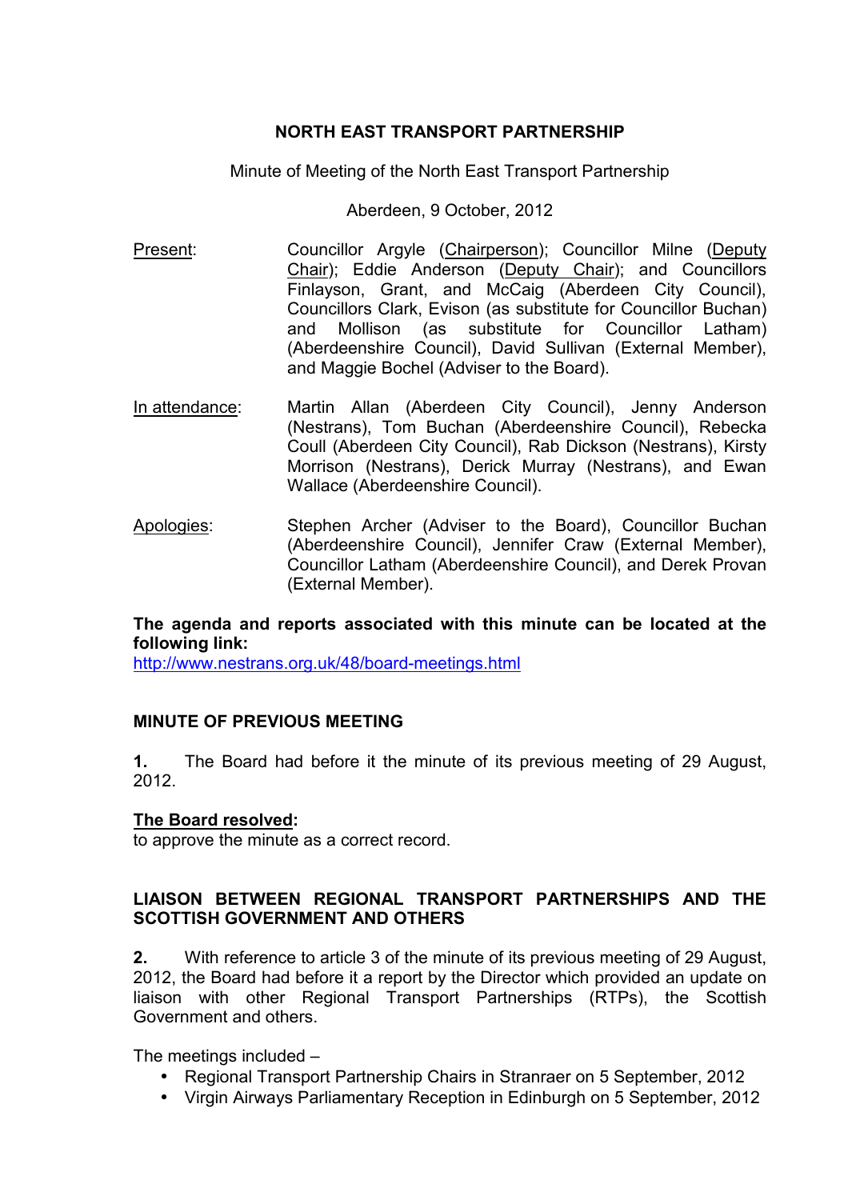# NORTH EAST TRANSPORT PARTNERSHIP

Minute of Meeting of the North East Transport Partnership

Aberdeen, 9 October, 2012

Present: Councillor Argyle (Chairperson); Councillor Milne (Deputy Chair); Eddie Anderson (Deputy Chair); and Councillors Finlayson, Grant, and McCaig (Aberdeen City Council), Councillors Clark, Evison (as substitute for Councillor Buchan) and Mollison (as substitute for Councillor Latham) (Aberdeenshire Council), David Sullivan (External Member), and Maggie Bochel (Adviser to the Board).

In attendance: Martin Allan (Aberdeen City Council), Jenny Anderson (Nestrans), Tom Buchan (Aberdeenshire Council), Rebecka Coull (Aberdeen City Council), Rab Dickson (Nestrans), Kirsty Morrison (Nestrans), Derick Murray (Nestrans), and Ewan Wallace (Aberdeenshire Council).

Apologies: Stephen Archer (Adviser to the Board), Councillor Buchan (Aberdeenshire Council), Jennifer Craw (External Member), Councillor Latham (Aberdeenshire Council), and Derek Provan (External Member).

**The agenda and reports associated with this minute can be located at the following link:**
http://www.nestrans.org.uk/48/board-meetings.html

## MINUTE OF PREVIOUS MEETING

**1.** The Board had before it the minute of its previous meeting of 29 August, 2012.

**The Board resolved:**
to approve the minute as a correct record.

## LIAISON BETWEEN REGIONAL TRANSPORT PARTNERSHIPS AND THE SCOTTISH GOVERNMENT AND OTHERS

**2.** With reference to article 3 of the minute of its previous meeting of 29 August, 2012, the Board had before it a report by the Director which provided an update on liaison with other Regional Transport Partnerships (RTPs), the Scottish Government and others.

The meetings included –

- Regional Transport Partnership Chairs in Stranraer on 5 September, 2012
- Virgin Airways Parliamentary Reception in Edinburgh on 5 September, 2012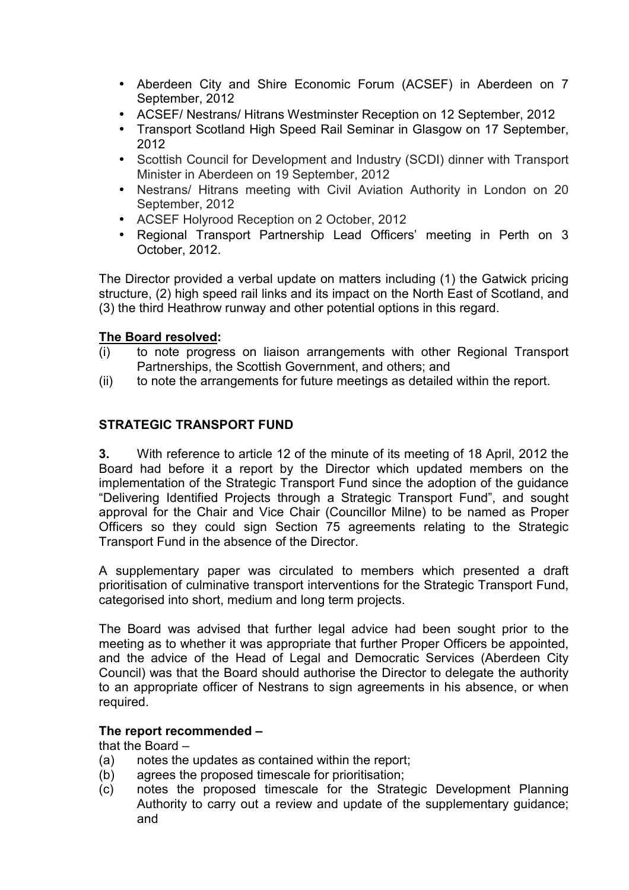- Aberdeen City and Shire Economic Forum (ACSEF) in Aberdeen on 7 September, 2012
- ACSEF/ Nestrans/ Hitrans Westminster Reception on 12 September, 2012
- Transport Scotland High Speed Rail Seminar in Glasgow on 17 September, 2012
- Scottish Council for Development and Industry (SCDI) dinner with Transport Minister in Aberdeen on 19 September, 2012
- Nestrans/ Hitrans meeting with Civil Aviation Authority in London on 20 September, 2012
- ACSEF Holyrood Reception on 2 October, 2012
- Regional Transport Partnership Lead Officers' meeting in Perth on 3 October, 2012.

The Director provided a verbal update on matters including (1) the Gatwick pricing structure, (2) high speed rail links and its impact on the North East of Scotland, and (3) the third Heathrow runway and other potential options in this regard.

**The Board resolved:**

(i) to note progress on liaison arrangements with other Regional Transport Partnerships, the Scottish Government, and others; and
(ii) to note the arrangements for future meetings as detailed within the report.

## STRATEGIC TRANSPORT FUND

**3.** With reference to article 12 of the minute of its meeting of 18 April, 2012 the Board had before it a report by the Director which updated members on the implementation of the Strategic Transport Fund since the adoption of the guidance "Delivering Identified Projects through a Strategic Transport Fund", and sought approval for the Chair and Vice Chair (Councillor Milne) to be named as Proper Officers so they could sign Section 75 agreements relating to the Strategic Transport Fund in the absence of the Director.

A supplementary paper was circulated to members which presented a draft prioritisation of culminative transport interventions for the Strategic Transport Fund, categorised into short, medium and long term projects.

The Board was advised that further legal advice had been sought prior to the meeting as to whether it was appropriate that further Proper Officers be appointed, and the advice of the Head of Legal and Democratic Services (Aberdeen City Council) was that the Board should authorise the Director to delegate the authority to an appropriate officer of Nestrans to sign agreements in his absence, or when required.

**The report recommended –**

that the Board –

(a) notes the updates as contained within the report;
(b) agrees the proposed timescale for prioritisation;
(c) notes the proposed timescale for the Strategic Development Planning Authority to carry out a review and update of the supplementary guidance; and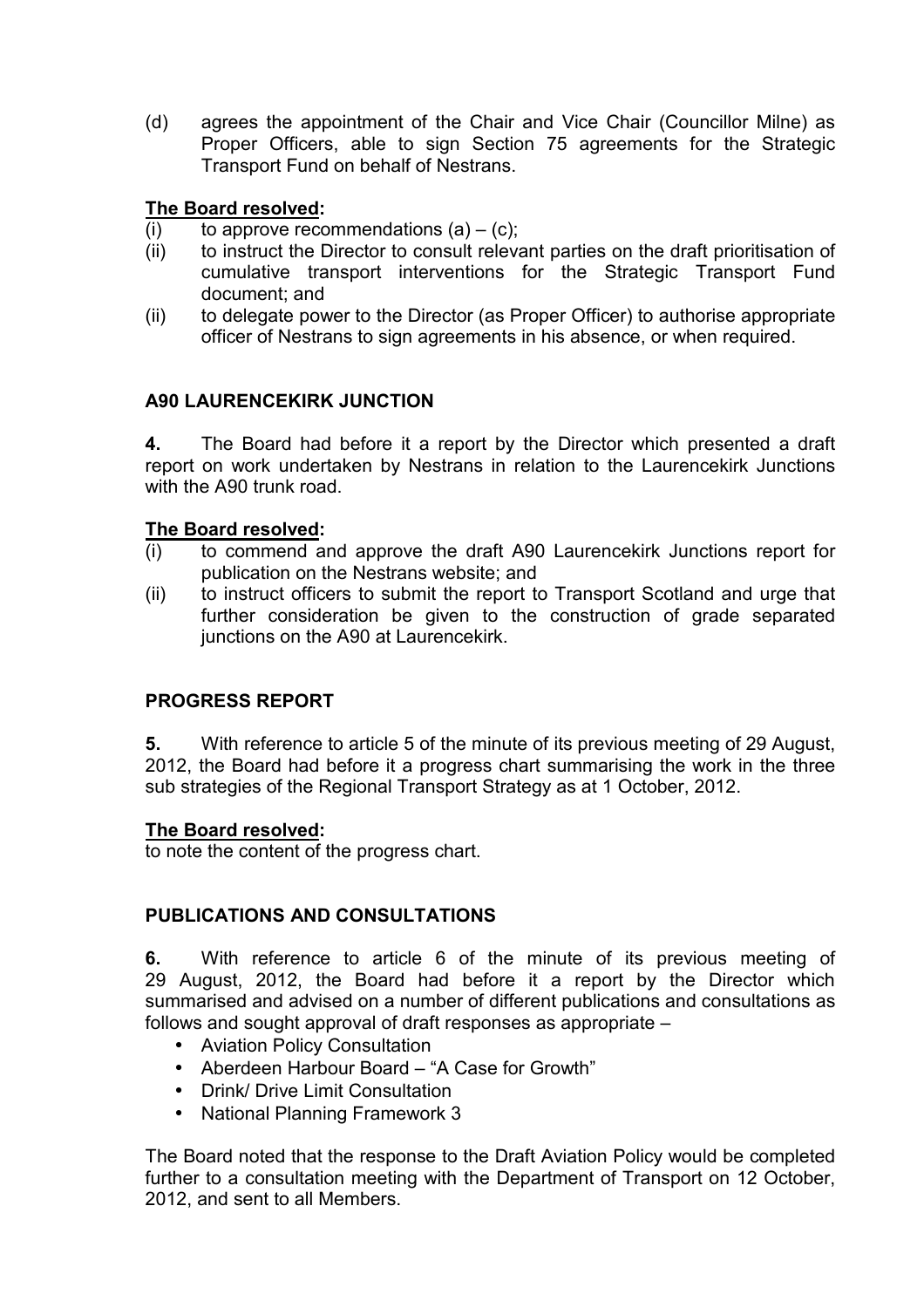(d) agrees the appointment of the Chair and Vice Chair (Councillor Milne) as Proper Officers, able to sign Section 75 agreements for the Strategic Transport Fund on behalf of Nestrans.

**The Board resolved:**

(i) to approve recommendations (a) – (c);

(ii) to instruct the Director to consult relevant parties on the draft prioritisation of cumulative transport interventions for the Strategic Transport Fund document; and

(ii) to delegate power to the Director (as Proper Officer) to authorise appropriate officer of Nestrans to sign agreements in his absence, or when required.

## A90 LAURENCEKIRK JUNCTION

**4.** The Board had before it a report by the Director which presented a draft report on work undertaken by Nestrans in relation to the Laurencekirk Junctions with the A90 trunk road.

**The Board resolved:**

(i) to commend and approve the draft A90 Laurencekirk Junctions report for publication on the Nestrans website; and

(ii) to instruct officers to submit the report to Transport Scotland and urge that further consideration be given to the construction of grade separated junctions on the A90 at Laurencekirk.

## PROGRESS REPORT

**5.** With reference to article 5 of the minute of its previous meeting of 29 August, 2012, the Board had before it a progress chart summarising the work in the three sub strategies of the Regional Transport Strategy as at 1 October, 2012.

**The Board resolved:**

to note the content of the progress chart.

## PUBLICATIONS AND CONSULTATIONS

**6.** With reference to article 6 of the minute of its previous meeting of 29 August, 2012, the Board had before it a report by the Director which summarised and advised on a number of different publications and consultations as follows and sought approval of draft responses as appropriate –

- Aviation Policy Consultation
- Aberdeen Harbour Board – "A Case for Growth"
- Drink/ Drive Limit Consultation
- National Planning Framework 3

The Board noted that the response to the Draft Aviation Policy would be completed further to a consultation meeting with the Department of Transport on 12 October, 2012, and sent to all Members.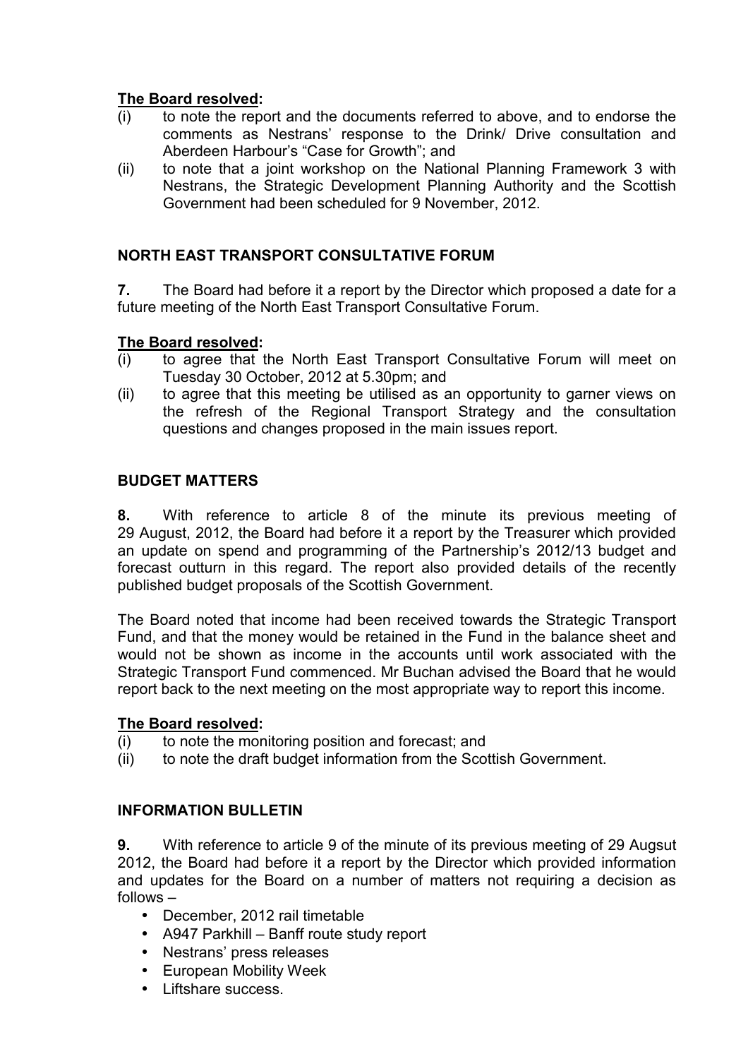**The Board resolved:**

(i) to note the report and the documents referred to above, and to endorse the comments as Nestrans' response to the Drink/ Drive consultation and Aberdeen Harbour's "Case for Growth"; and

(ii) to note that a joint workshop on the National Planning Framework 3 with Nestrans, the Strategic Development Planning Authority and the Scottish Government had been scheduled for 9 November, 2012.

## NORTH EAST TRANSPORT CONSULTATIVE FORUM

**7.** The Board had before it a report by the Director which proposed a date for a future meeting of the North East Transport Consultative Forum.

**The Board resolved:**

(i) to agree that the North East Transport Consultative Forum will meet on Tuesday 30 October, 2012 at 5.30pm; and

(ii) to agree that this meeting be utilised as an opportunity to garner views on the refresh of the Regional Transport Strategy and the consultation questions and changes proposed in the main issues report.

## BUDGET MATTERS

**8.** With reference to article 8 of the minute its previous meeting of 29 August, 2012, the Board had before it a report by the Treasurer which provided an update on spend and programming of the Partnership's 2012/13 budget and forecast outturn in this regard. The report also provided details of the recently published budget proposals of the Scottish Government.

The Board noted that income had been received towards the Strategic Transport Fund, and that the money would be retained in the Fund in the balance sheet and would not be shown as income in the accounts until work associated with the Strategic Transport Fund commenced. Mr Buchan advised the Board that he would report back to the next meeting on the most appropriate way to report this income.

**The Board resolved:**

(i) to note the monitoring position and forecast; and

(ii) to note the draft budget information from the Scottish Government.

## INFORMATION BULLETIN

**9.** With reference to article 9 of the minute of its previous meeting of 29 Augsut 2012, the Board had before it a report by the Director which provided information and updates for the Board on a number of matters not requiring a decision as follows –

- December, 2012 rail timetable
- A947 Parkhill – Banff route study report
- Nestrans' press releases
- European Mobility Week
- Liftshare success.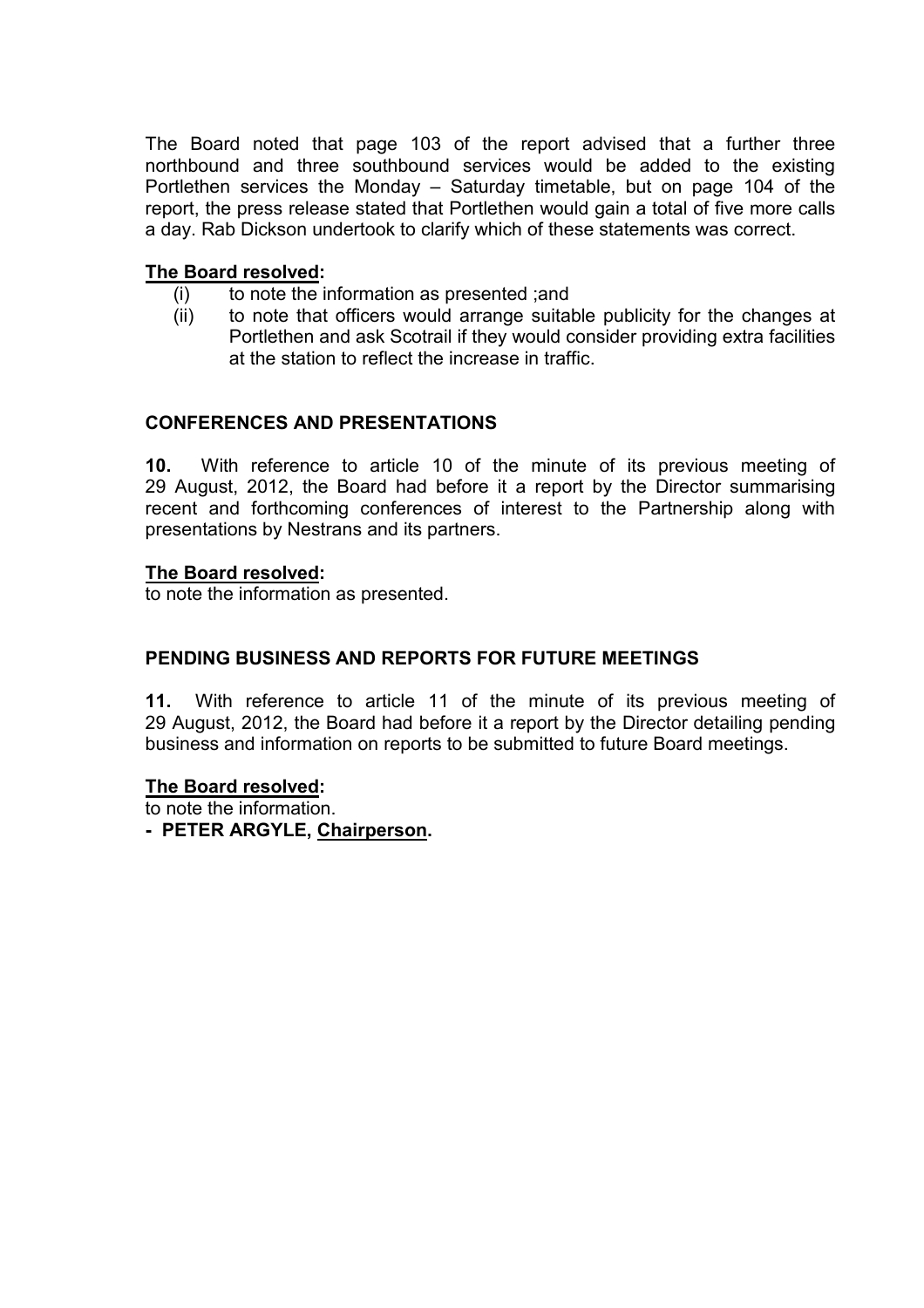The Board noted that page 103 of the report advised that a further three northbound and three southbound services would be added to the existing Portlethen services the Monday – Saturday timetable, but on page 104 of the report, the press release stated that Portlethen would gain a total of five more calls a day. Rab Dickson undertook to clarify which of these statements was correct.

**The Board resolved:**

(i) to note the information as presented ;and

(ii) to note that officers would arrange suitable publicity for the changes at Portlethen and ask Scotrail if they would consider providing extra facilities at the station to reflect the increase in traffic.

## CONFERENCES AND PRESENTATIONS

**10.** With reference to article 10 of the minute of its previous meeting of 29 August, 2012, the Board had before it a report by the Director summarising recent and forthcoming conferences of interest to the Partnership along with presentations by Nestrans and its partners.

**The Board resolved:**

to note the information as presented.

## PENDING BUSINESS AND REPORTS FOR FUTURE MEETINGS

**11.** With reference to article 11 of the minute of its previous meeting of 29 August, 2012, the Board had before it a report by the Director detailing pending business and information on reports to be submitted to future Board meetings.

**The Board resolved:**

to note the information.

**- PETER ARGYLE, Chairperson.**